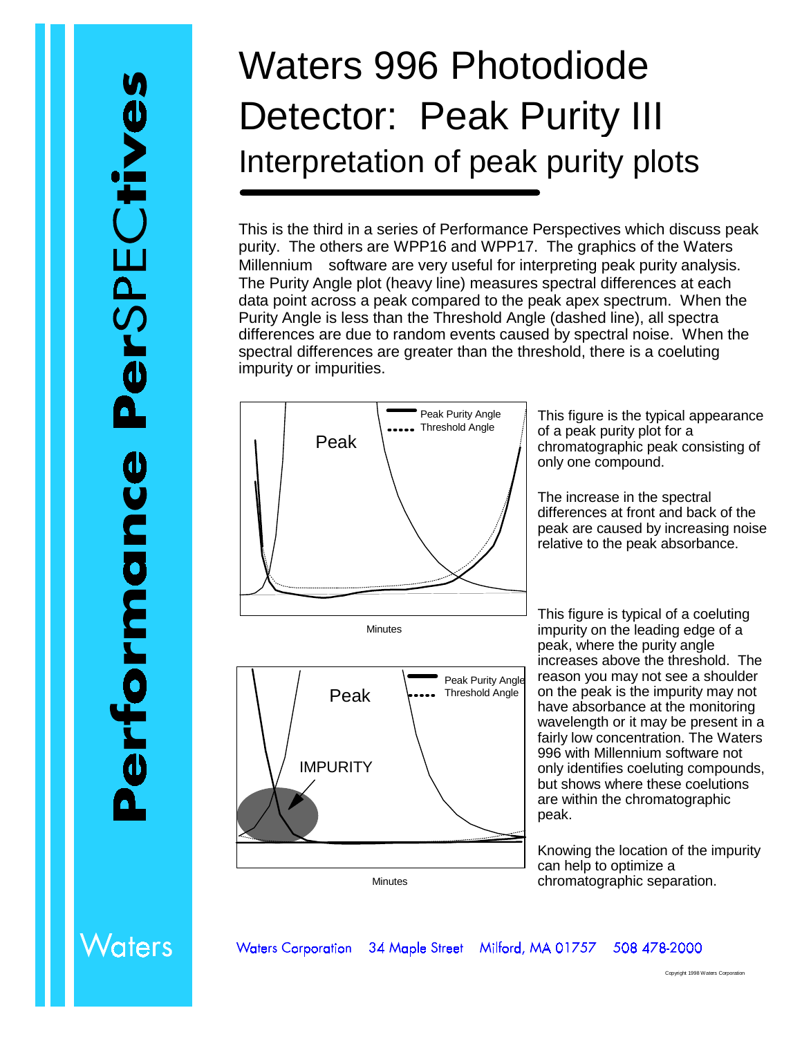# Waters 996 Photodiode Detector: Peak Purity III

## Interpretation of peak purity plots

This is the third in a series of Performance Perspectives which discuss peak purity. The others are WPP16 and WPP17. The graphics of the Waters Millennium software are very useful for interpreting peak purity analysis. The Purity Angle plot (heavy line) measures spectral differences at each data point across a peak compared to the peak apex spectrum. When the Purity Angle is less than the Threshold Angle (dashed line), all spectra differences are due to random events caused by spectral noise. When the spectral differences are greater than the threshold, there is a coeluting impurity or impurities.

Peak

Peak Purity Angle

Threshold Angle

Minutes

This figure is the typical appearance of a peak purity plot for a chromatographic peak consisting of only one compound.

The increase in the spectral differences at front and back of the peak are caused by increasing noise relative to the peak absorbance.

Peak

IMPURITY

Peak Purity Angle

Threshold Angle

Minutes

This figure is typical of a coeluting impurity on the leading edge of a peak, where the purity angle increases above the threshold. The reason you may not see a shoulder on the peak is the impurity may not have absorbance at the monitoring wavelength or it may be present in a fairly low concentration. The Waters 996 with Millennium software not only identifies coeluting compounds, but shows where these coelutions are within the chromatographic peak.

Knowing the location of the impurity can help to optimize a chromatographic separation.

Waters Corporation 34 Maple Street Milford, MA 01757 508 478-2000

Copyright 1998 Waters Corporation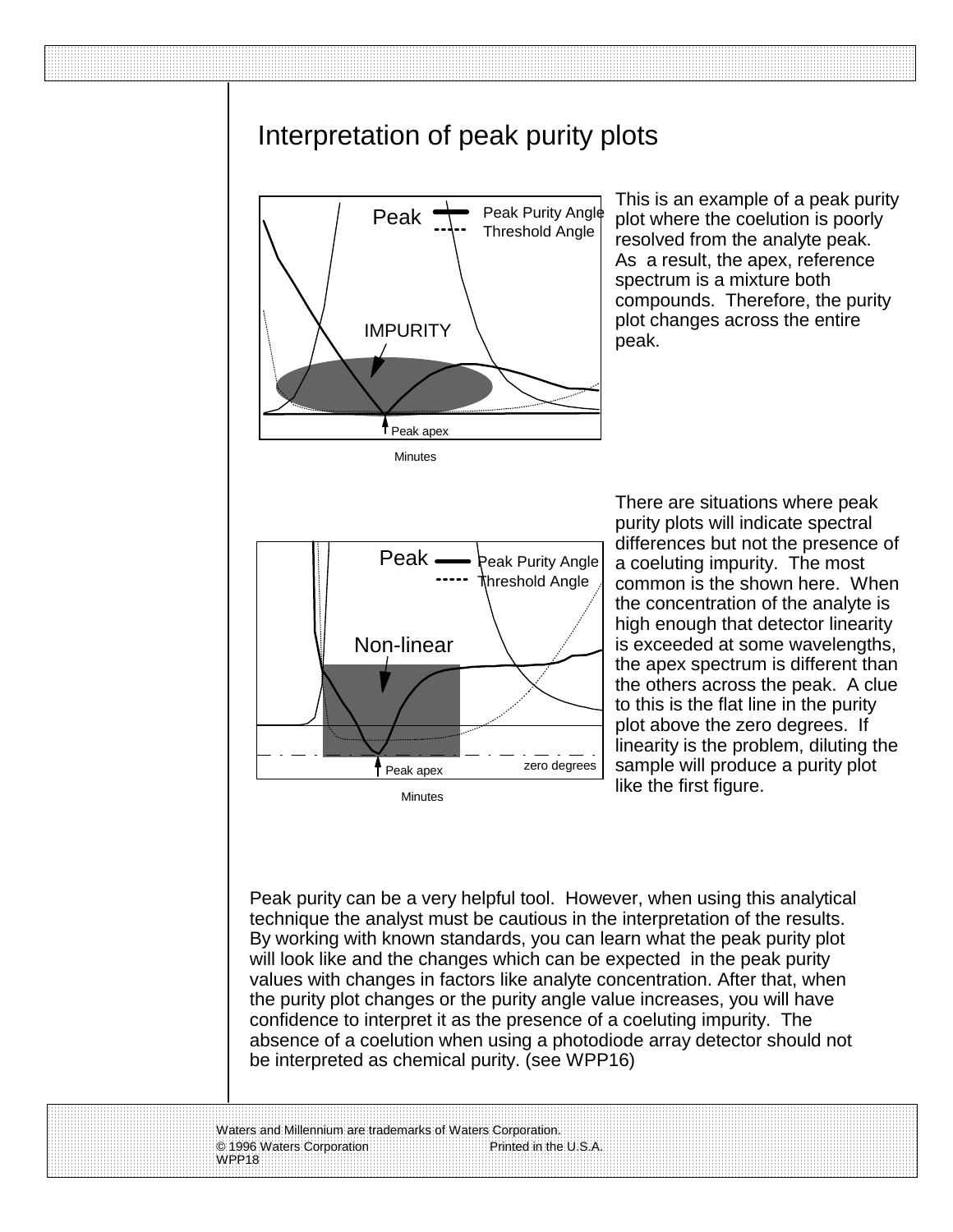# Interpretation of peak purity plots

Peak
Peak Purity Angle
Threshold Angle
IMPURITY
Peak apex
Minutes

This is an example of a peak purity plot where the coelution is poorly resolved from the analyte peak. As a result, the apex, reference spectrum is a mixture both compounds. Therefore, the purity plot changes across the entire peak.

Peak
Peak Purity Angle
Threshold Angle
Non-linear
Peak apex
zero degrees
Minutes

There are situations where peak purity plots will indicate spectral differences but not the presence of a coeluting impurity. The most common is the shown here. When the concentration of the analyte is high enough that detector linearity is exceeded at some wavelengths, the apex spectrum is different than the others across the peak. A clue to this is the flat line in the purity plot above the zero degrees. If linearity is the problem, diluting the sample will produce a purity plot like the first figure.

Peak purity can be a very helpful tool. However, when using this analytical technique the analyst must be cautious in the interpretation of the results. By working with known standards, you can learn what the peak purity plot will look like and the changes which can be expected in the peak purity values with changes in factors like analyte concentration. After that, when the purity plot changes or the purity angle value increases, you will have confidence to interpret it as the presence of a coeluting impurity. The absence of a coelution when using a photodiode array detector should not be interpreted as chemical purity. (see WPP16)

Waters and Millennium are trademarks of Waters Corporation.
© 1996 Waters Corporation Printed in the U.S.A.
WPP18